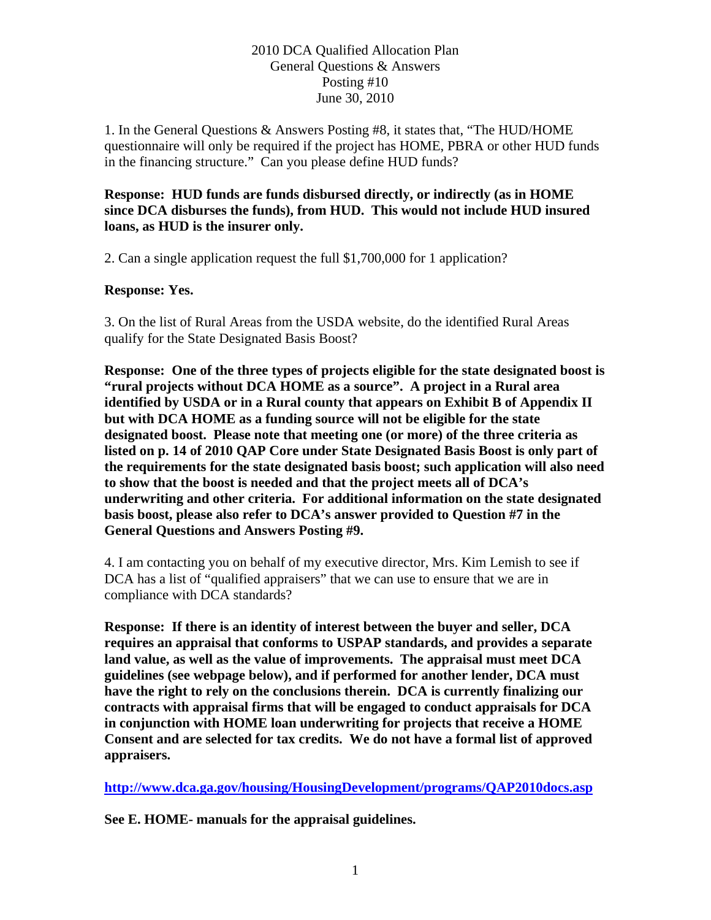2010 DCA Qualified Allocation Plan
General Questions & Answers
Posting #10
June 30, 2010

1. In the General Questions & Answers Posting #8, it states that, "The HUD/HOME questionnaire will only be required if the project has HOME, PBRA or other HUD funds in the financing structure." Can you please define HUD funds?

**Response: HUD funds are funds disbursed directly, or indirectly (as in HOME since DCA disburses the funds), from HUD. This would not include HUD insured loans, as HUD is the insurer only.**

2. Can a single application request the full $1,700,000 for 1 application?

**Response: Yes.**

3. On the list of Rural Areas from the USDA website, do the identified Rural Areas qualify for the State Designated Basis Boost?

**Response: One of the three types of projects eligible for the state designated boost is "rural projects without DCA HOME as a source". A project in a Rural area identified by USDA or in a Rural county that appears on Exhibit B of Appendix II but with DCA HOME as a funding source will not be eligible for the state designated boost. Please note that meeting one (or more) of the three criteria as listed on p. 14 of 2010 QAP Core under State Designated Basis Boost is only part of the requirements for the state designated basis boost; such application will also need to show that the boost is needed and that the project meets all of DCA's underwriting and other criteria. For additional information on the state designated basis boost, please also refer to DCA's answer provided to Question #7 in the General Questions and Answers Posting #9.**

4. I am contacting you on behalf of my executive director, Mrs. Kim Lemish to see if DCA has a list of "qualified appraisers" that we can use to ensure that we are in compliance with DCA standards?

**Response: If there is an identity of interest between the buyer and seller, DCA requires an appraisal that conforms to USPAP standards, and provides a separate land value, as well as the value of improvements. The appraisal must meet DCA guidelines (see webpage below), and if performed for another lender, DCA must have the right to rely on the conclusions therein. DCA is currently finalizing our contracts with appraisal firms that will be engaged to conduct appraisals for DCA in conjunction with HOME loan underwriting for projects that receive a HOME Consent and are selected for tax credits. We do not have a formal list of approved appraisers.**

**http://www.dca.ga.gov/housing/HousingDevelopment/programs/QAP2010docs.asp**

**See E. HOME- manuals for the appraisal guidelines.**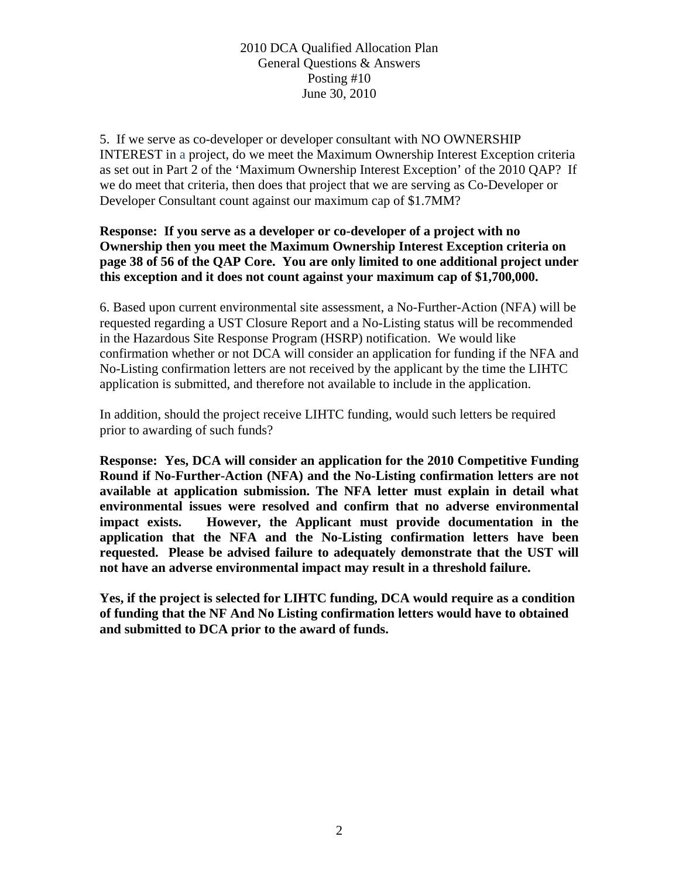2010 DCA Qualified Allocation Plan
General Questions & Answers
Posting #10
June 30, 2010

5. If we serve as co-developer or developer consultant with NO OWNERSHIP INTEREST in a project, do we meet the Maximum Ownership Interest Exception criteria as set out in Part 2 of the 'Maximum Ownership Interest Exception' of the 2010 QAP? If we do meet that criteria, then does that project that we are serving as Co-Developer or Developer Consultant count against our maximum cap of $1.7MM?

**Response: If you serve as a developer or co-developer of a project with no Ownership then you meet the Maximum Ownership Interest Exception criteria on page 38 of 56 of the QAP Core. You are only limited to one additional project under this exception and it does not count against your maximum cap of $1,700,000.**

6. Based upon current environmental site assessment, a No-Further-Action (NFA) will be requested regarding a UST Closure Report and a No-Listing status will be recommended in the Hazardous Site Response Program (HSRP) notification. We would like confirmation whether or not DCA will consider an application for funding if the NFA and No-Listing confirmation letters are not received by the applicant by the time the LIHTC application is submitted, and therefore not available to include in the application.

In addition, should the project receive LIHTC funding, would such letters be required prior to awarding of such funds?

**Response: Yes, DCA will consider an application for the 2010 Competitive Funding Round if No-Further-Action (NFA) and the No-Listing confirmation letters are not available at application submission. The NFA letter must explain in detail what environmental issues were resolved and confirm that no adverse environmental impact exists. However, the Applicant must provide documentation in the application that the NFA and the No-Listing confirmation letters have been requested. Please be advised failure to adequately demonstrate that the UST will not have an adverse environmental impact may result in a threshold failure.**

**Yes, if the project is selected for LIHTC funding, DCA would require as a condition of funding that the NF And No Listing confirmation letters would have to obtained and submitted to DCA prior to the award of funds.**